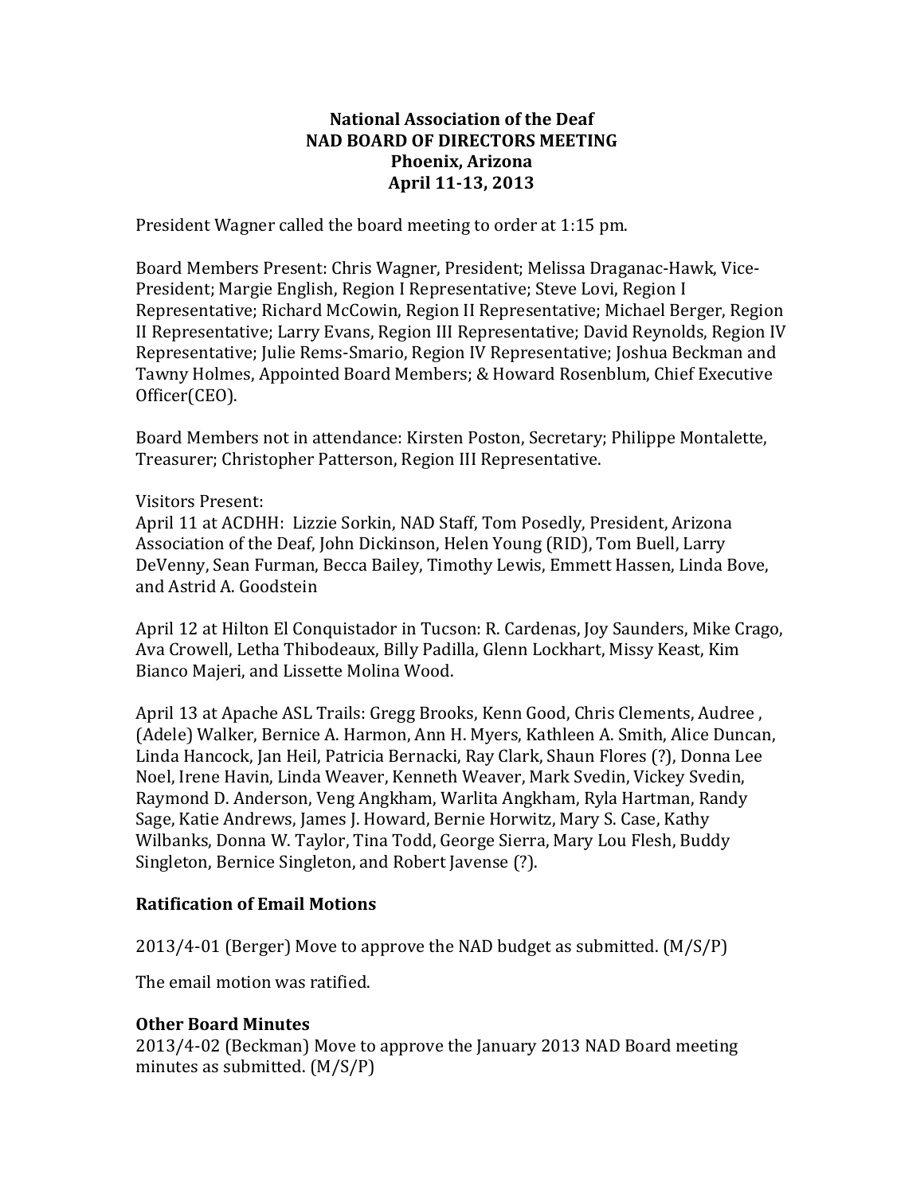**National Association of the Deaf**
**NAD BOARD OF DIRECTORS MEETING**
**Phoenix, Arizona**
**April 11-13, 2013**

President Wagner called the board meeting to order at 1:15 pm.

Board Members Present: Chris Wagner, President; Melissa Draganac-Hawk, Vice-President; Margie English, Region I Representative; Steve Lovi, Region I Representative; Richard McCowin, Region II Representative; Michael Berger, Region II Representative; Larry Evans, Region III Representative; David Reynolds, Region IV Representative; Julie Rems-Smario, Region IV Representative; Joshua Beckman and Tawny Holmes, Appointed Board Members; & Howard Rosenblum, Chief Executive Officer(CEO).

Board Members not in attendance: Kirsten Poston, Secretary; Philippe Montalette, Treasurer; Christopher Patterson, Region III Representative.

Visitors Present:
April 11 at ACDHH: Lizzie Sorkin, NAD Staff, Tom Posedly, President, Arizona Association of the Deaf, John Dickinson, Helen Young (RID), Tom Buell, Larry DeVenny, Sean Furman, Becca Bailey, Timothy Lewis, Emmett Hassen, Linda Bove, and Astrid A. Goodstein

April 12 at Hilton El Conquistador in Tucson: R. Cardenas, Joy Saunders, Mike Crago, Ava Crowell, Letha Thibodeaux, Billy Padilla, Glenn Lockhart, Missy Keast, Kim Bianco Majeri, and Lissette Molina Wood.

April 13 at Apache ASL Trails: Gregg Brooks, Kenn Good, Chris Clements, Audree , (Adele) Walker, Bernice A. Harmon, Ann H. Myers, Kathleen A. Smith, Alice Duncan, Linda Hancock, Jan Heil, Patricia Bernacki, Ray Clark, Shaun Flores (?), Donna Lee Noel, Irene Havin, Linda Weaver, Kenneth Weaver, Mark Svedin, Vickey Svedin, Raymond D. Anderson, Veng Angkham, Warlita Angkham, Ryla Hartman, Randy Sage, Katie Andrews, James J. Howard, Bernie Horwitz, Mary S. Case, Kathy Wilbanks, Donna W. Taylor, Tina Todd, George Sierra, Mary Lou Flesh, Buddy Singleton, Bernice Singleton, and Robert Javense (?).

### Ratification of Email Motions

2013/4-01 (Berger) Move to approve the NAD budget as submitted. (M/S/P)

The email motion was ratified.

### Other Board Minutes

2013/4-02 (Beckman) Move to approve the January 2013 NAD Board meeting minutes as submitted. (M/S/P)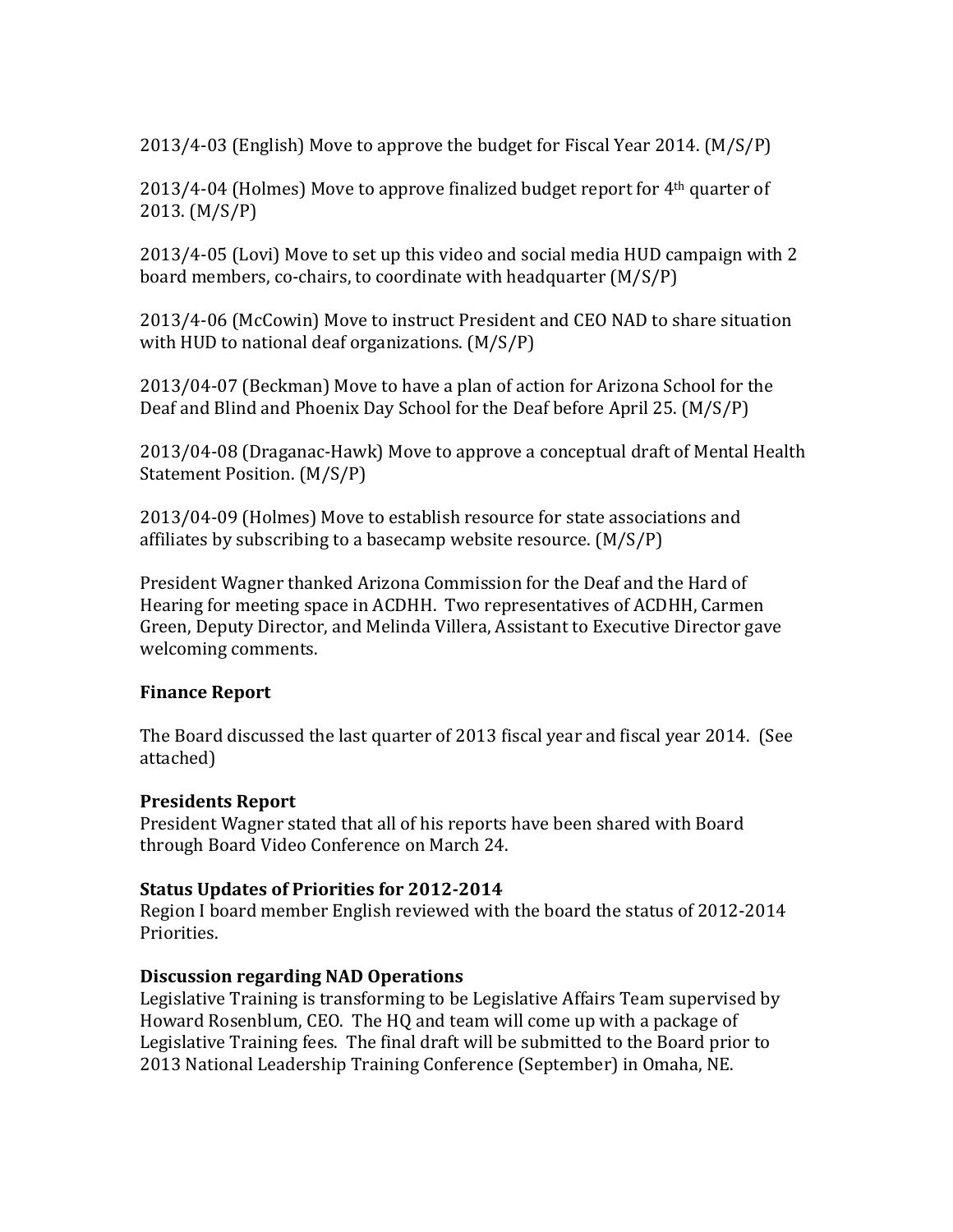2013/4-03 (English) Move to approve the budget for Fiscal Year 2014. (M/S/P)

2013/4-04 (Holmes) Move to approve finalized budget report for 4th quarter of 2013. (M/S/P)

2013/4-05 (Lovi) Move to set up this video and social media HUD campaign with 2 board members, co-chairs, to coordinate with headquarter (M/S/P)

2013/4-06 (McCowin) Move to instruct President and CEO NAD to share situation with HUD to national deaf organizations. (M/S/P)

2013/04-07 (Beckman) Move to have a plan of action for Arizona School for the Deaf and Blind and Phoenix Day School for the Deaf before April 25. (M/S/P)

2013/04-08 (Draganac-Hawk) Move to approve a conceptual draft of Mental Health Statement Position. (M/S/P)

2013/04-09 (Holmes) Move to establish resource for state associations and affiliates by subscribing to a basecamp website resource. (M/S/P)

President Wagner thanked Arizona Commission for the Deaf and the Hard of Hearing for meeting space in ACDHH. Two representatives of ACDHH, Carmen Green, Deputy Director, and Melinda Villera, Assistant to Executive Director gave welcoming comments.

**Finance Report**

The Board discussed the last quarter of 2013 fiscal year and fiscal year 2014. (See attached)

**Presidents Report**

President Wagner stated that all of his reports have been shared with Board through Board Video Conference on March 24.

**Status Updates of Priorities for 2012-2014**

Region I board member English reviewed with the board the status of 2012-2014 Priorities.

**Discussion regarding NAD Operations**

Legislative Training is transforming to be Legislative Affairs Team supervised by Howard Rosenblum, CEO. The HQ and team will come up with a package of Legislative Training fees. The final draft will be submitted to the Board prior to 2013 National Leadership Training Conference (September) in Omaha, NE.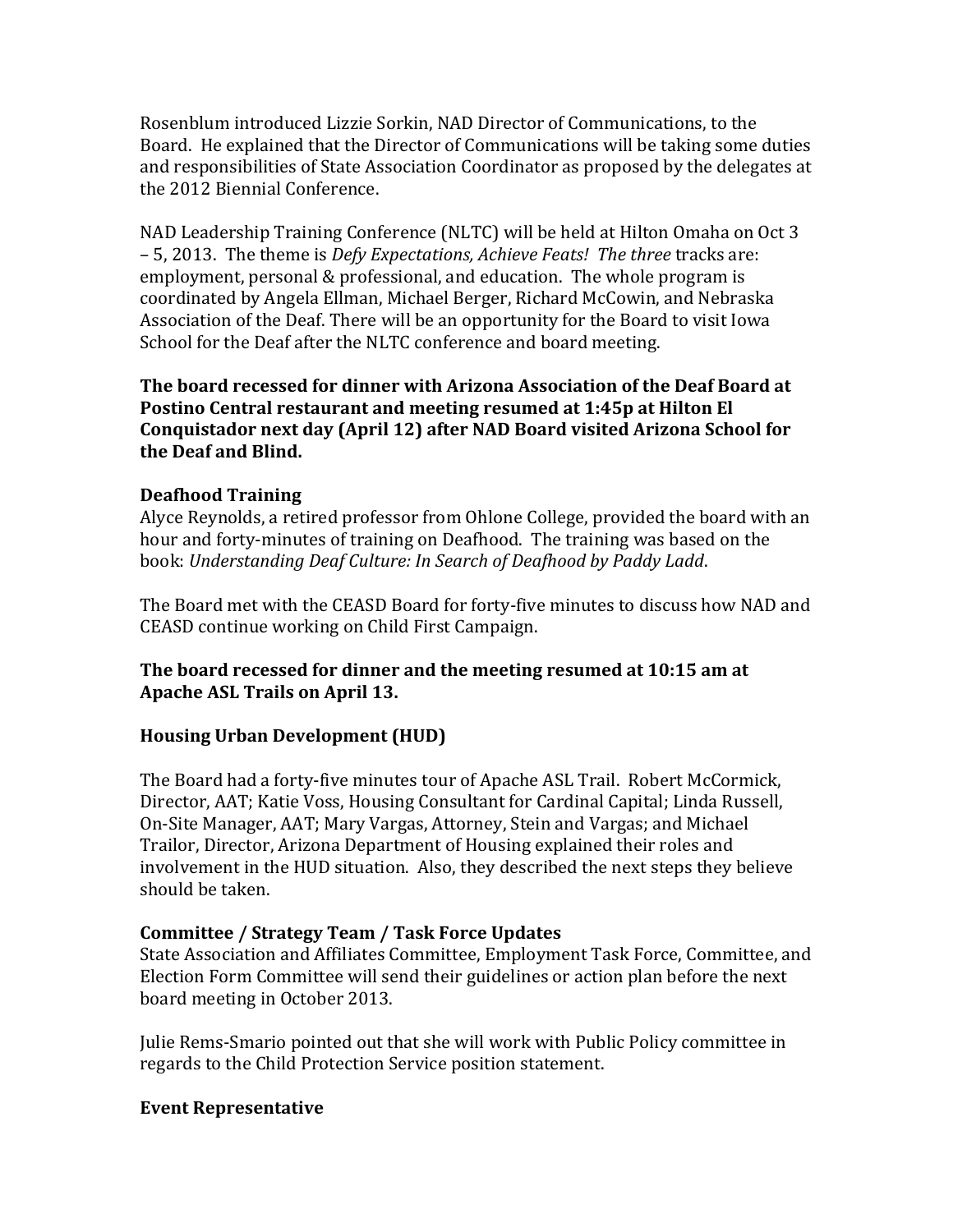Rosenblum introduced Lizzie Sorkin, NAD Director of Communications, to the Board. He explained that the Director of Communications will be taking some duties and responsibilities of State Association Coordinator as proposed by the delegates at the 2012 Biennial Conference.

NAD Leadership Training Conference (NLTC) will be held at Hilton Omaha on Oct 3 – 5, 2013. The theme is *Defy Expectations, Achieve Feats! The three* tracks are: employment, personal & professional, and education. The whole program is coordinated by Angela Ellman, Michael Berger, Richard McCowin, and Nebraska Association of the Deaf. There will be an opportunity for the Board to visit Iowa School for the Deaf after the NLTC conference and board meeting.

**The board recessed for dinner with Arizona Association of the Deaf Board at Postino Central restaurant and meeting resumed at 1:45p at Hilton El Conquistador next day (April 12) after NAD Board visited Arizona School for the Deaf and Blind.**

### Deafhood Training

Alyce Reynolds, a retired professor from Ohlone College, provided the board with an hour and forty-minutes of training on Deafhood. The training was based on the book: *Understanding Deaf Culture: In Search of Deafhood by Paddy Ladd*.

The Board met with the CEASD Board for forty-five minutes to discuss how NAD and CEASD continue working on Child First Campaign.

**The board recessed for dinner and the meeting resumed at 10:15 am at Apache ASL Trails on April 13.**

### Housing Urban Development (HUD)

The Board had a forty-five minutes tour of Apache ASL Trail. Robert McCormick, Director, AAT; Katie Voss, Housing Consultant for Cardinal Capital; Linda Russell, On-Site Manager, AAT; Mary Vargas, Attorney, Stein and Vargas; and Michael Trailor, Director, Arizona Department of Housing explained their roles and involvement in the HUD situation. Also, they described the next steps they believe should be taken.

### Committee / Strategy Team / Task Force Updates

State Association and Affiliates Committee, Employment Task Force, Committee, and Election Form Committee will send their guidelines or action plan before the next board meeting in October 2013.

Julie Rems-Smario pointed out that she will work with Public Policy committee in regards to the Child Protection Service position statement.

### Event Representative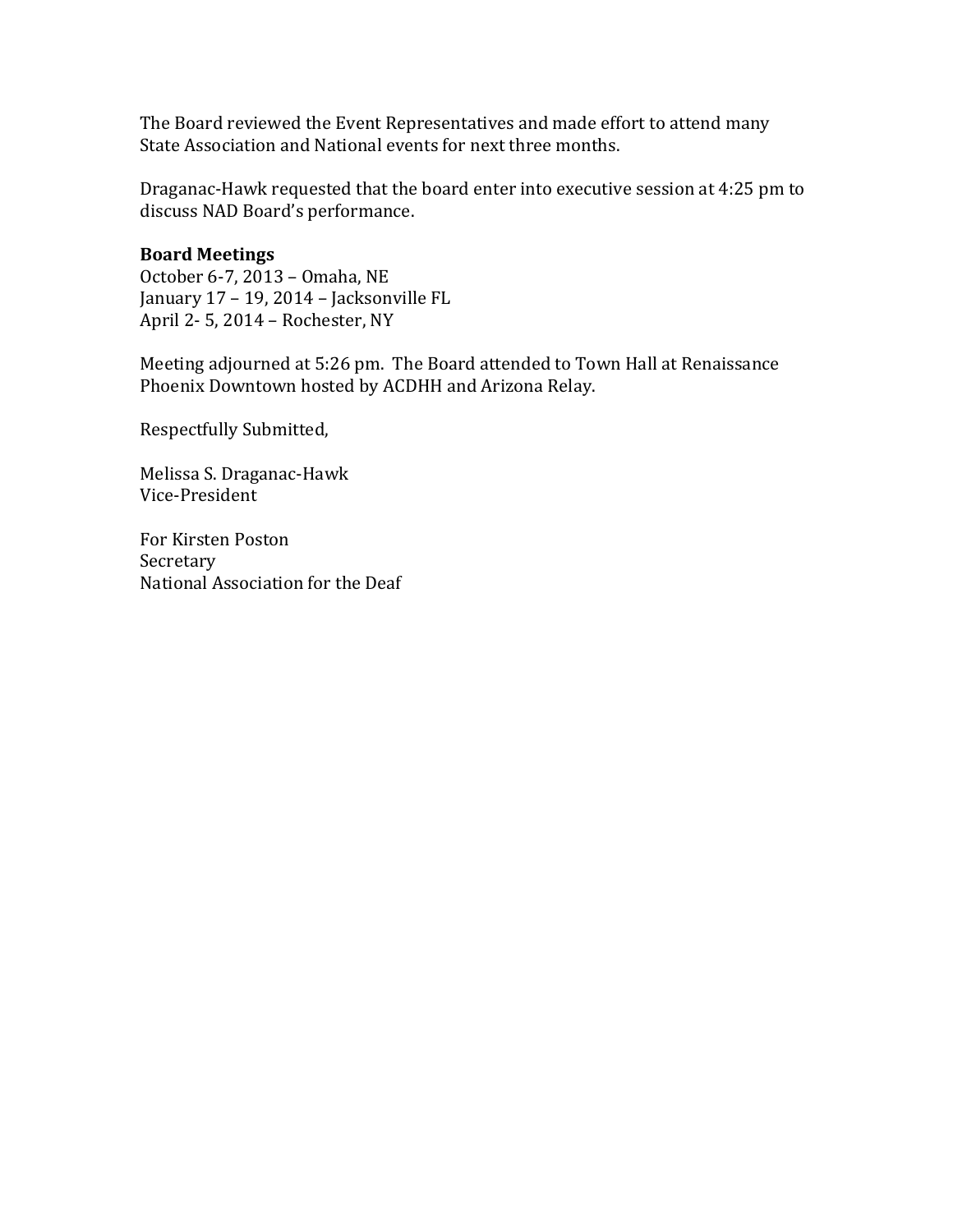The Board reviewed the Event Representatives and made effort to attend many State Association and National events for next three months.

Draganac-Hawk requested that the board enter into executive session at 4:25 pm to discuss NAD Board's performance.

**Board Meetings**
October 6-7, 2013 – Omaha, NE
January 17 – 19, 2014 – Jacksonville FL
April 2- 5, 2014 – Rochester, NY

Meeting adjourned at 5:26 pm. The Board attended to Town Hall at Renaissance Phoenix Downtown hosted by ACDHH and Arizona Relay.

Respectfully Submitted,

Melissa S. Draganac-Hawk
Vice-President

For Kirsten Poston
Secretary
National Association for the Deaf